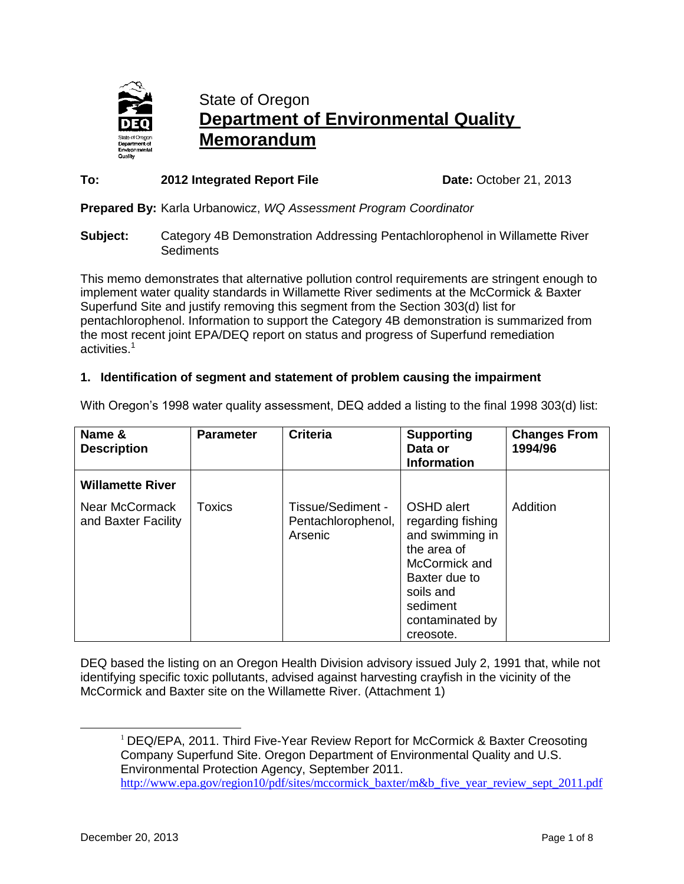# State of Oregon
# Department of Environmental Quality Memorandum

**To:** **2012 Integrated Report File** **Date:** October 21, 2013

**Prepared By:** Karla Urbanowicz, *WQ Assessment Program Coordinator*

**Subject:** Category 4B Demonstration Addressing Pentachlorophenol in Willamette River Sediments

This memo demonstrates that alternative pollution control requirements are stringent enough to implement water quality standards in Willamette River sediments at the McCormick & Baxter Superfund Site and justify removing this segment from the Section 303(d) list for pentachlorophenol. Information to support the Category 4B demonstration is summarized from the most recent joint EPA/DEQ report on status and progress of Superfund remediation activities.[1]

### 1. Identification of segment and statement of problem causing the impairment

With Oregon's 1998 water quality assessment, DEQ added a listing to the final 1998 303(d) list:

| Name & Description | Parameter | Criteria | Supporting Data or Information | Changes From 1994/96 |
|---|---|---|---|---|
| **Willamette River** | | | | |
| Near McCormack and Baxter Facility | Toxics | Tissue/Sediment - Pentachlorophenol, Arsenic | OSHD alert regarding fishing and swimming in the area of McCormick and Baxter due to soils and sediment contaminated by creosote. | Addition |

DEQ based the listing on an Oregon Health Division advisory issued July 2, 1991 that, while not identifying specific toxic pollutants, advised against harvesting crayfish in the vicinity of the McCormick and Baxter site on the Willamette River. (Attachment 1)

---

[1] DEQ/EPA, 2011. Third Five-Year Review Report for McCormick & Baxter Creosoting Company Superfund Site. Oregon Department of Environmental Quality and U.S. Environmental Protection Agency, September 2011. http://www.epa.gov/region10/pdf/sites/mccormick_baxter/m&b_five_year_review_sept_2011.pdf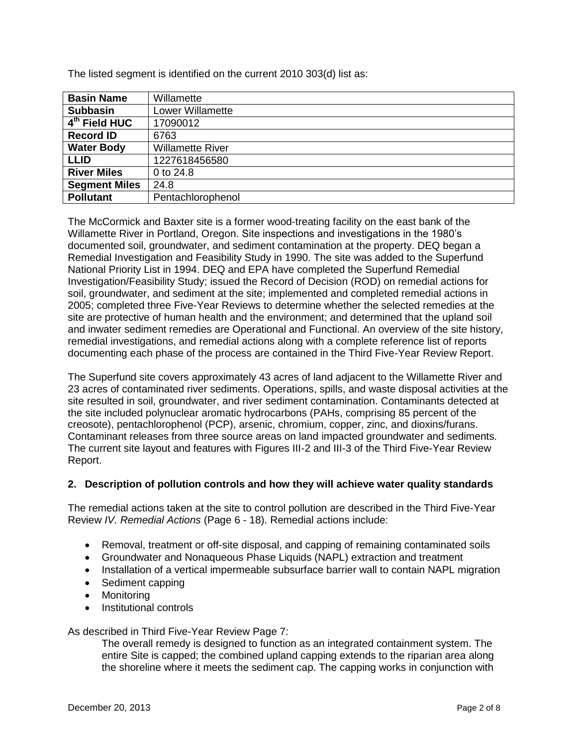The listed segment is identified on the current 2010 303(d) list as:

| **Basin Name** | Willamette |
|---|---|
| **Subbasin** | Lower Willamette |
| **4th Field HUC** | 17090012 |
| **Record ID** | 6763 |
| **Water Body** | Willamette River |
| **LLID** | 1227618456580 |
| **River Miles** | 0 to 24.8 |
| **Segment Miles** | 24.8 |
| **Pollutant** | Pentachlorophenol |

The McCormick and Baxter site is a former wood-treating facility on the east bank of the Willamette River in Portland, Oregon. Site inspections and investigations in the 1980's documented soil, groundwater, and sediment contamination at the property. DEQ began a Remedial Investigation and Feasibility Study in 1990. The site was added to the Superfund National Priority List in 1994. DEQ and EPA have completed the Superfund Remedial Investigation/Feasibility Study; issued the Record of Decision (ROD) on remedial actions for soil, groundwater, and sediment at the site; implemented and completed remedial actions in 2005; completed three Five-Year Reviews to determine whether the selected remedies at the site are protective of human health and the environment; and determined that the upland soil and inwater sediment remedies are Operational and Functional. An overview of the site history, remedial investigations, and remedial actions along with a complete reference list of reports documenting each phase of the process are contained in the Third Five-Year Review Report.

The Superfund site covers approximately 43 acres of land adjacent to the Willamette River and 23 acres of contaminated river sediments. Operations, spills, and waste disposal activities at the site resulted in soil, groundwater, and river sediment contamination. Contaminants detected at the site included polynuclear aromatic hydrocarbons (PAHs, comprising 85 percent of the creosote), pentachlorophenol (PCP), arsenic, chromium, copper, zinc, and dioxins/furans. Contaminant releases from three source areas on land impacted groundwater and sediments. The current site layout and features with Figures III-2 and III-3 of the Third Five-Year Review Report.

## 2. Description of pollution controls and how they will achieve water quality standards

The remedial actions taken at the site to control pollution are described in the Third Five-Year Review *IV. Remedial Actions* (Page 6 - 18). Remedial actions include:

- Removal, treatment or off-site disposal, and capping of remaining contaminated soils
- Groundwater and Nonaqueous Phase Liquids (NAPL) extraction and treatment
- Installation of a vertical impermeable subsurface barrier wall to contain NAPL migration
- Sediment capping
- Monitoring
- Institutional controls

As described in Third Five-Year Review Page 7:

> The overall remedy is designed to function as an integrated containment system. The entire Site is capped; the combined upland capping extends to the riparian area along the shoreline where it meets the sediment cap. The capping works in conjunction with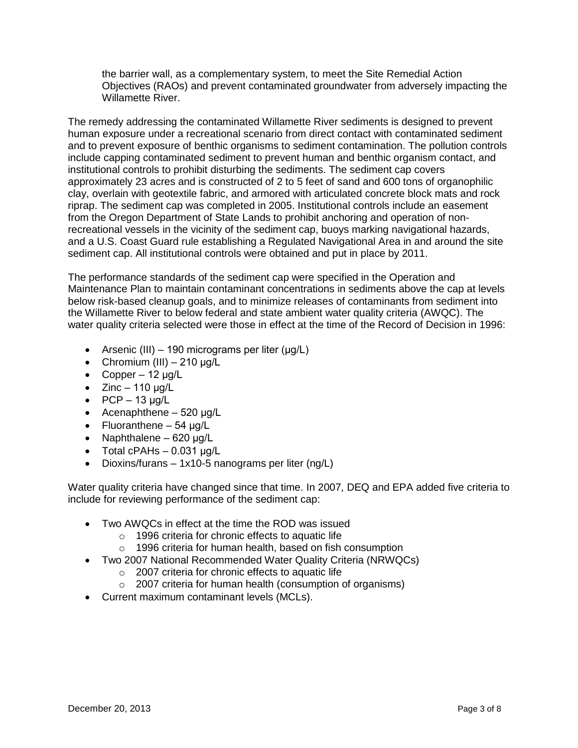the barrier wall, as a complementary system, to meet the Site Remedial Action Objectives (RAOs) and prevent contaminated groundwater from adversely impacting the Willamette River.

The remedy addressing the contaminated Willamette River sediments is designed to prevent human exposure under a recreational scenario from direct contact with contaminated sediment and to prevent exposure of benthic organisms to sediment contamination. The pollution controls include capping contaminated sediment to prevent human and benthic organism contact, and institutional controls to prohibit disturbing the sediments. The sediment cap covers approximately 23 acres and is constructed of 2 to 5 feet of sand and 600 tons of organophilic clay, overlain with geotextile fabric, and armored with articulated concrete block mats and rock riprap. The sediment cap was completed in 2005. Institutional controls include an easement from the Oregon Department of State Lands to prohibit anchoring and operation of non-recreational vessels in the vicinity of the sediment cap, buoys marking navigational hazards, and a U.S. Coast Guard rule establishing a Regulated Navigational Area in and around the site sediment cap. All institutional controls were obtained and put in place by 2011.

The performance standards of the sediment cap were specified in the Operation and Maintenance Plan to maintain contaminant concentrations in sediments above the cap at levels below risk-based cleanup goals, and to minimize releases of contaminants from sediment into the Willamette River to below federal and state ambient water quality criteria (AWQC). The water quality criteria selected were those in effect at the time of the Record of Decision in 1996:

- Arsenic (III) – 190 micrograms per liter (µg/L)
- Chromium (III) – 210 µg/L
- Copper – 12 µg/L
- Zinc – 110 µg/L
- PCP – 13 µg/L
- Acenaphthene – 520 µg/L
- Fluoranthene – 54 µg/L
- Naphthalene – 620 µg/L
- Total cPAHs – 0.031 µg/L
- Dioxins/furans – $1 \times 10^{-5}$ nanograms per liter (ng/L)

Water quality criteria have changed since that time. In 2007, DEQ and EPA added five criteria to include for reviewing performance of the sediment cap:

- Two AWQCs in effect at the time the ROD was issued
  - 1996 criteria for chronic effects to aquatic life
  - 1996 criteria for human health, based on fish consumption
- Two 2007 National Recommended Water Quality Criteria (NRWQCs)
  - 2007 criteria for chronic effects to aquatic life
  - 2007 criteria for human health (consumption of organisms)
- Current maximum contaminant levels (MCLs).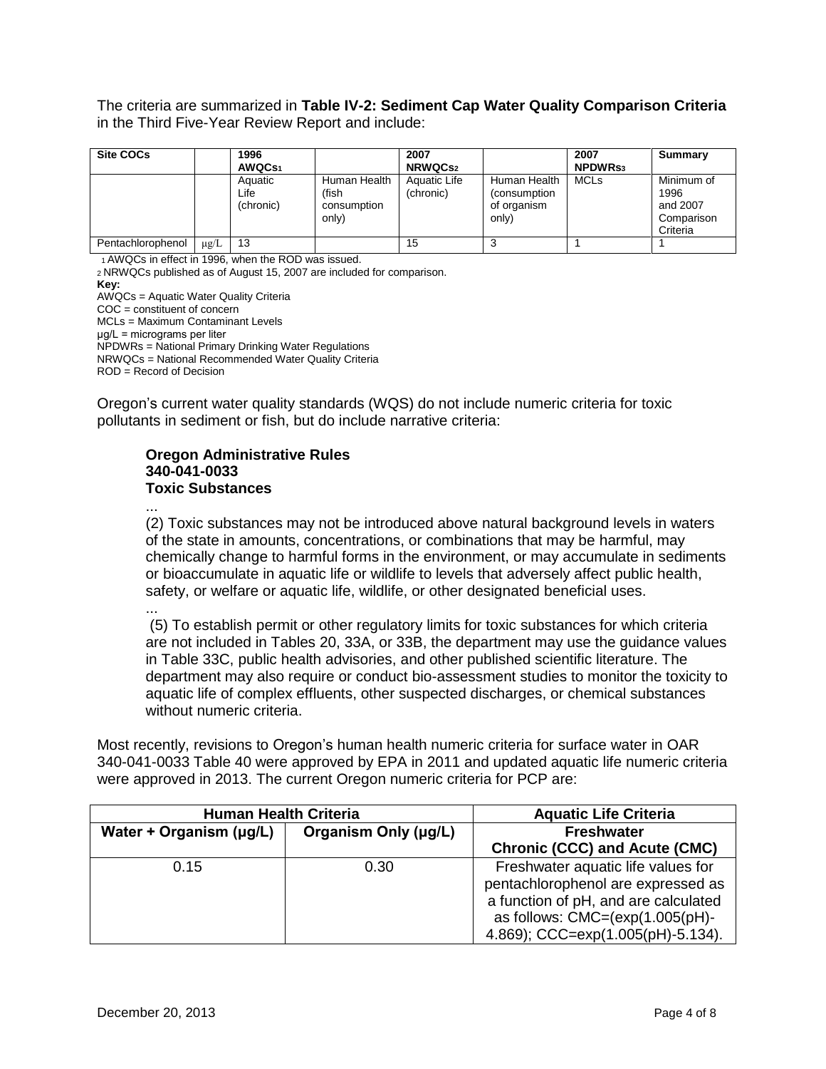The criteria are summarized in **Table IV-2: Sediment Cap Water Quality Comparison Criteria** in the Third Five-Year Review Report and include:

| Site COCs | | 1996 AWQCs[1] | | 2007 NRWQCs[2] | | 2007 NPDWRs[3] | Summary |
|---|---|---|---|---|---|---|---|
| | | Aquatic Life (chronic) | Human Health (fish consumption only) | Aquatic Life (chronic) | Human Health (consumption of organism only) | MCLs | Minimum of 1996 and 2007 Comparison Criteria |
| Pentachlorophenol | µg/L | 13 | | 15 | 3 | 1 | 1 |

[1] AWQCs in effect in 1996, when the ROD was issued.
[2] NRWQCs published as of August 15, 2007 are included for comparison.

**Key:**
AWQCs = Aquatic Water Quality Criteria
COC = constituent of concern
MCLs = Maximum Contaminant Levels
µg/L = micrograms per liter
NPDWRs = National Primary Drinking Water Regulations
NRWQCs = National Recommended Water Quality Criteria
ROD = Record of Decision

Oregon's current water quality standards (WQS) do not include numeric criteria for toxic pollutants in sediment or fish, but do include narrative criteria:

> **Oregon Administrative Rules**
> **340-041-0033**
> **Toxic Substances**
>
> ...
>
> (2) Toxic substances may not be introduced above natural background levels in waters of the state in amounts, concentrations, or combinations that may be harmful, may chemically change to harmful forms in the environment, or may accumulate in sediments or bioaccumulate in aquatic life or wildlife to levels that adversely affect public health, safety, or welfare or aquatic life, wildlife, or other designated beneficial uses.
>
> ...
>
> (5) To establish permit or other regulatory limits for toxic substances for which criteria are not included in Tables 20, 33A, or 33B, the department may use the guidance values in Table 33C, public health advisories, and other published scientific literature. The department may also require or conduct bio-assessment studies to monitor the toxicity to aquatic life of complex effluents, other suspected discharges, or chemical substances without numeric criteria.

Most recently, revisions to Oregon's human health numeric criteria for surface water in OAR 340-041-0033 Table 40 were approved by EPA in 2011 and updated aquatic life numeric criteria were approved in 2013. The current Oregon numeric criteria for PCP are:

| Human Health Criteria | | Aquatic Life Criteria |
|---|---|---|
| **Water + Organism (µg/L)** | **Organism Only (µg/L)** | **Freshwater Chronic (CCC) and Acute (CMC)** |
| 0.15 | 0.30 | Freshwater aquatic life values for pentachlorophenol are expressed as a function of pH, and are calculated as follows: CMC=(exp(1.005(pH)-4.869); CCC=exp(1.005(pH)-5.134). |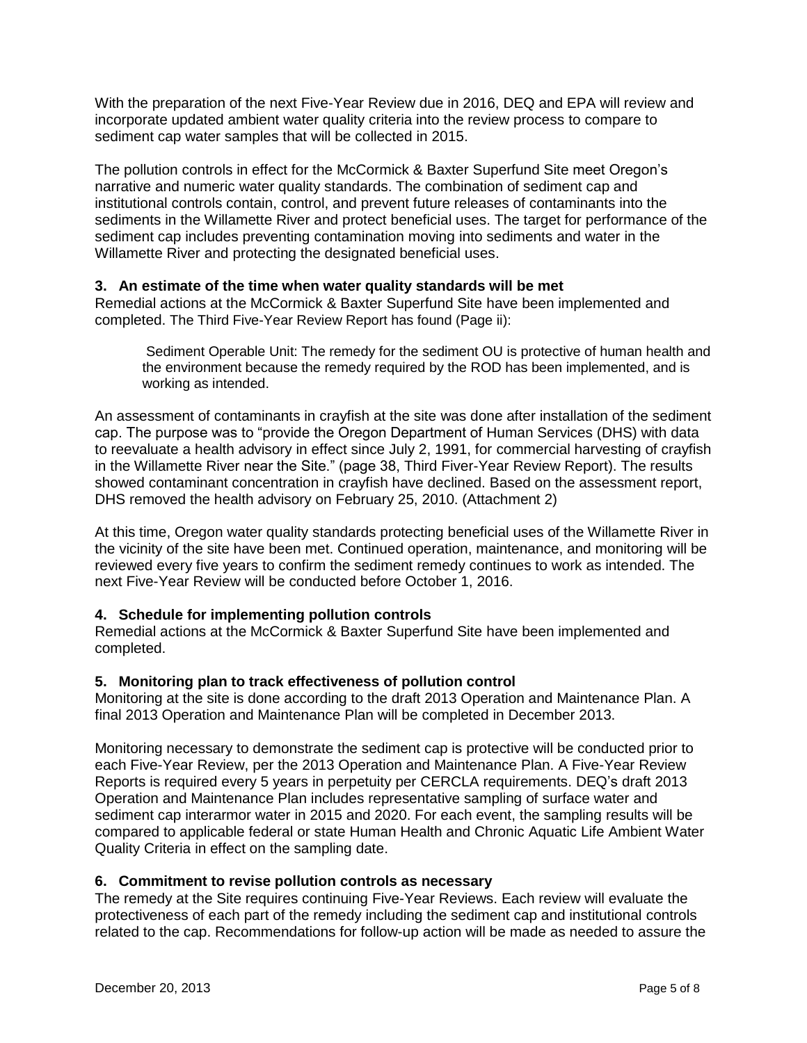With the preparation of the next Five-Year Review due in 2016, DEQ and EPA will review and incorporate updated ambient water quality criteria into the review process to compare to sediment cap water samples that will be collected in 2015.

The pollution controls in effect for the McCormick & Baxter Superfund Site meet Oregon's narrative and numeric water quality standards. The combination of sediment cap and institutional controls contain, control, and prevent future releases of contaminants into the sediments in the Willamette River and protect beneficial uses. The target for performance of the sediment cap includes preventing contamination moving into sediments and water in the Willamette River and protecting the designated beneficial uses.

### 3. An estimate of the time when water quality standards will be met

Remedial actions at the McCormick & Baxter Superfund Site have been implemented and completed. The Third Five-Year Review Report has found (Page ii):

> Sediment Operable Unit: The remedy for the sediment OU is protective of human health and the environment because the remedy required by the ROD has been implemented, and is working as intended.

An assessment of contaminants in crayfish at the site was done after installation of the sediment cap. The purpose was to "provide the Oregon Department of Human Services (DHS) with data to reevaluate a health advisory in effect since July 2, 1991, for commercial harvesting of crayfish in the Willamette River near the Site." (page 38, Third Fiver-Year Review Report). The results showed contaminant concentration in crayfish have declined. Based on the assessment report, DHS removed the health advisory on February 25, 2010. (Attachment 2)

At this time, Oregon water quality standards protecting beneficial uses of the Willamette River in the vicinity of the site have been met. Continued operation, maintenance, and monitoring will be reviewed every five years to confirm the sediment remedy continues to work as intended. The next Five-Year Review will be conducted before October 1, 2016.

### 4. Schedule for implementing pollution controls

Remedial actions at the McCormick & Baxter Superfund Site have been implemented and completed.

### 5. Monitoring plan to track effectiveness of pollution control

Monitoring at the site is done according to the draft 2013 Operation and Maintenance Plan. A final 2013 Operation and Maintenance Plan will be completed in December 2013.

Monitoring necessary to demonstrate the sediment cap is protective will be conducted prior to each Five-Year Review, per the 2013 Operation and Maintenance Plan. A Five-Year Review Reports is required every 5 years in perpetuity per CERCLA requirements. DEQ's draft 2013 Operation and Maintenance Plan includes representative sampling of surface water and sediment cap interarmor water in 2015 and 2020. For each event, the sampling results will be compared to applicable federal or state Human Health and Chronic Aquatic Life Ambient Water Quality Criteria in effect on the sampling date.

### 6. Commitment to revise pollution controls as necessary

The remedy at the Site requires continuing Five-Year Reviews. Each review will evaluate the protectiveness of each part of the remedy including the sediment cap and institutional controls related to the cap. Recommendations for follow-up action will be made as needed to assure the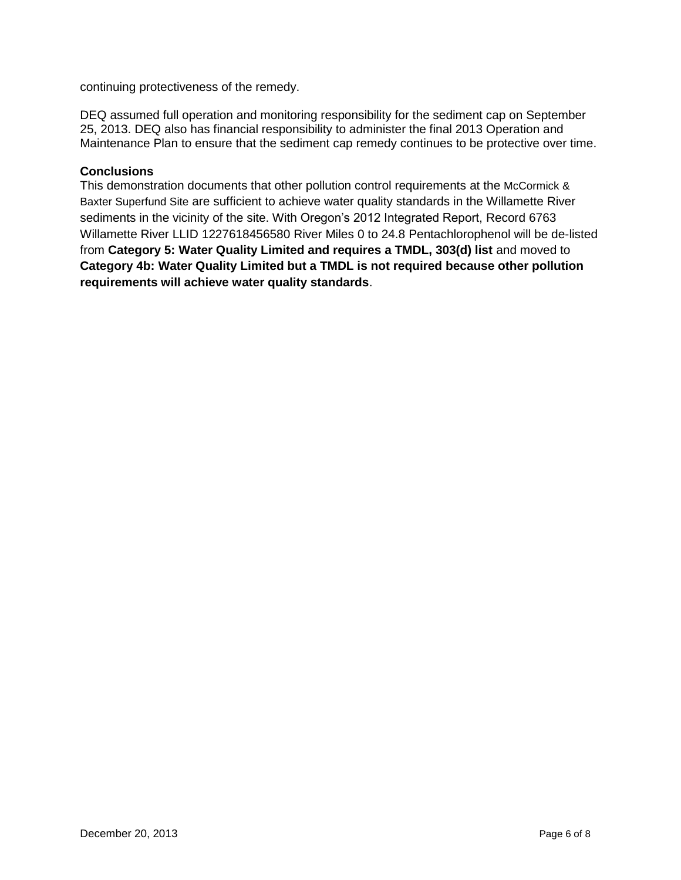continuing protectiveness of the remedy.

DEQ assumed full operation and monitoring responsibility for the sediment cap on September 25, 2013. DEQ also has financial responsibility to administer the final 2013 Operation and Maintenance Plan to ensure that the sediment cap remedy continues to be protective over time.

**Conclusions**

This demonstration documents that other pollution control requirements at the McCormick & Baxter Superfund Site are sufficient to achieve water quality standards in the Willamette River sediments in the vicinity of the site. With Oregon's 2012 Integrated Report, Record 6763 Willamette River LLID 1227618456580 River Miles 0 to 24.8 Pentachlorophenol will be de-listed from **Category 5: Water Quality Limited and requires a TMDL, 303(d) list** and moved to **Category 4b: Water Quality Limited but a TMDL is not required because other pollution requirements will achieve water quality standards**.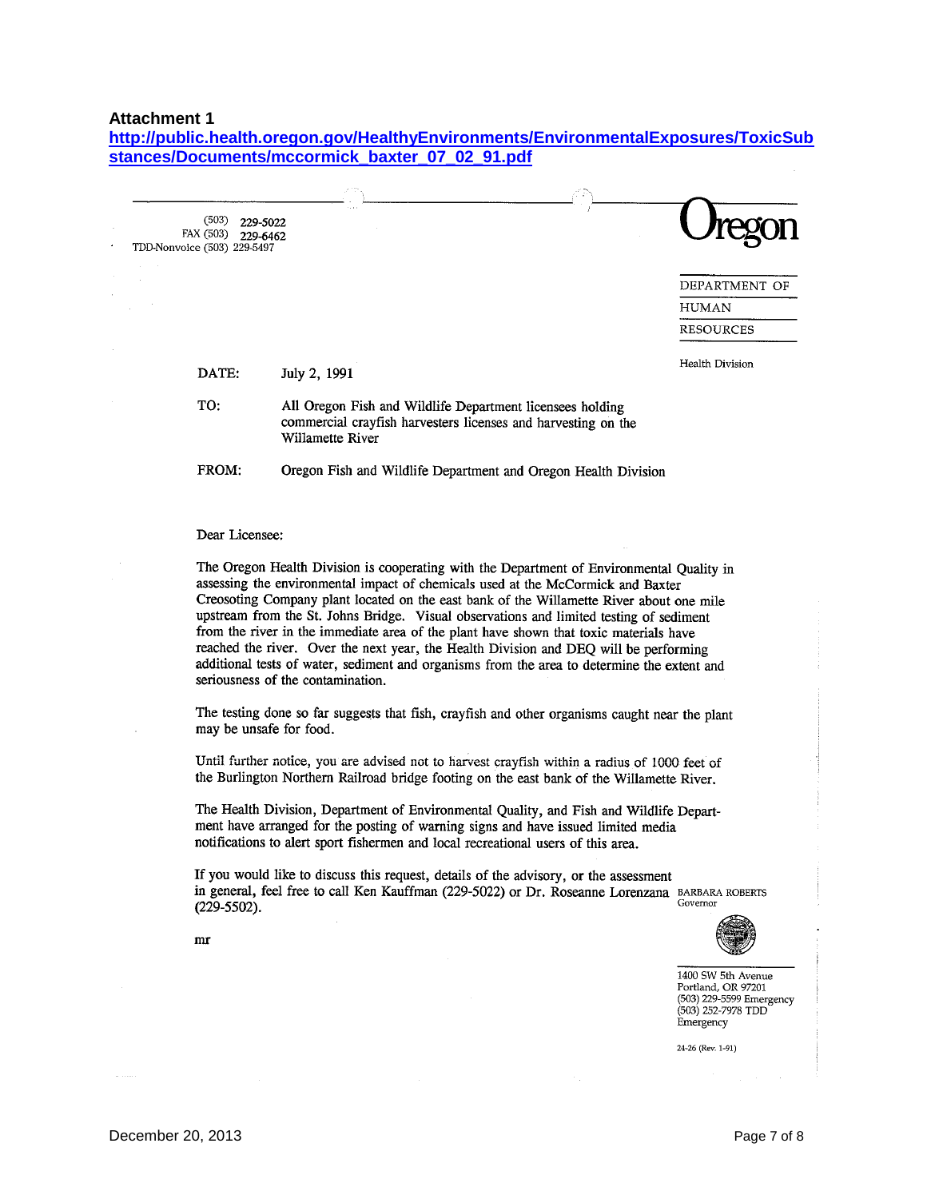**Attachment 1**

**http://public.health.oregon.gov/HealthyEnvironments/EnvironmentalExposures/ToxicSubstances/Documents/mccormick_baxter_07_02_91.pdf**

(503) 229-5022
FAX (503) 229-6462
TDD-Nonvoice (503) 229-5497

**Oregon**

DEPARTMENT OF HUMAN RESOURCES

Health Division

DATE: July 2, 1991

TO: All Oregon Fish and Wildlife Department licensees holding commercial crayfish harvesters licenses and harvesting on the Willamette River

FROM: Oregon Fish and Wildlife Department and Oregon Health Division

Dear Licensee:

The Oregon Health Division is cooperating with the Department of Environmental Quality in assessing the environmental impact of chemicals used at the McCormick and Baxter Creosoting Company plant located on the east bank of the Willamette River about one mile upstream from the St. Johns Bridge. Visual observations and limited testing of sediment from the river in the immediate area of the plant have shown that toxic materials have reached the river. Over the next year, the Health Division and DEQ will be performing additional tests of water, sediment and organisms from the area to determine the extent and seriousness of the contamination.

The testing done so far suggests that fish, crayfish and other organisms caught near the plant may be unsafe for food.

Until further notice, you are advised not to harvest crayfish within a radius of 1000 feet of the Burlington Northern Railroad bridge footing on the east bank of the Willamette River.

The Health Division, Department of Environmental Quality, and Fish and Wildlife Department have arranged for the posting of warning signs and have issued limited media notifications to alert sport fishermen and local recreational users of this area.

If you would like to discuss this request, details of the advisory, or the assessment in general, feel free to call Ken Kauffman (229-5022) or Dr. Roseanne Lorenzana (229-5502).

mr

BARBARA ROBERTS
Governor

1400 SW 5th Avenue
Portland, OR 97201
(503) 229-5599 Emergency
(503) 252-7978 TDD Emergency

24-26 (Rev. 1-91)

December 20, 2013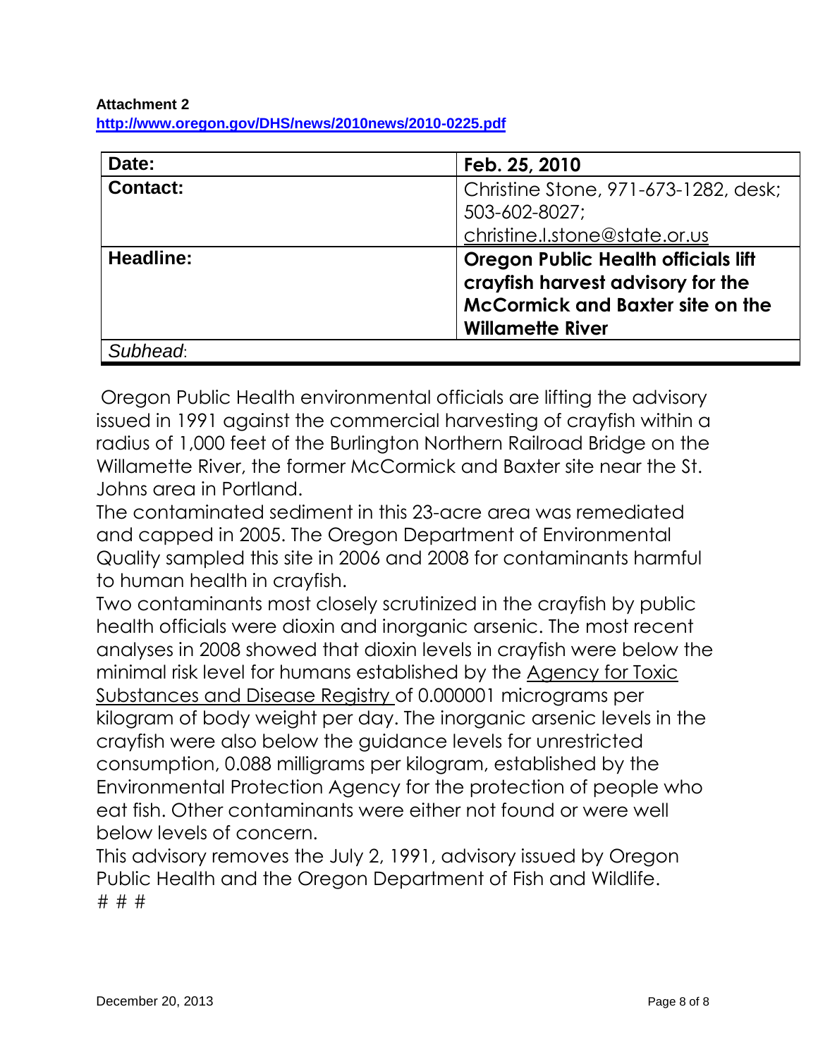**Attachment 2**

http://www.oregon.gov/DHS/news/2010news/2010-0225.pdf

| | |
|---|---|
| **Date:** | **Feb. 25, 2010** |
| **Contact:** | Christine Stone, 971-673-1282, desk; 503-602-8027; christine.l.stone@state.or.us |
| **Headline:** | **Oregon Public Health officials lift crayfish harvest advisory for the McCormick and Baxter site on the Willamette River** |
| *Subhead*: | |

Oregon Public Health environmental officials are lifting the advisory issued in 1991 against the commercial harvesting of crayfish within a radius of 1,000 feet of the Burlington Northern Railroad Bridge on the Willamette River, the former McCormick and Baxter site near the St. Johns area in Portland.

The contaminated sediment in this 23-acre area was remediated and capped in 2005. The Oregon Department of Environmental Quality sampled this site in 2006 and 2008 for contaminants harmful to human health in crayfish.

Two contaminants most closely scrutinized in the crayfish by public health officials were dioxin and inorganic arsenic. The most recent analyses in 2008 showed that dioxin levels in crayfish were below the minimal risk level for humans established by the Agency for Toxic Substances and Disease Registry of 0.000001 micrograms per kilogram of body weight per day. The inorganic arsenic levels in the crayfish were also below the guidance levels for unrestricted consumption, 0.088 milligrams per kilogram, established by the Environmental Protection Agency for the protection of people who eat fish. Other contaminants were either not found or were well below levels of concern.

This advisory removes the July 2, 1991, advisory issued by Oregon Public Health and the Oregon Department of Fish and Wildlife.

# # #